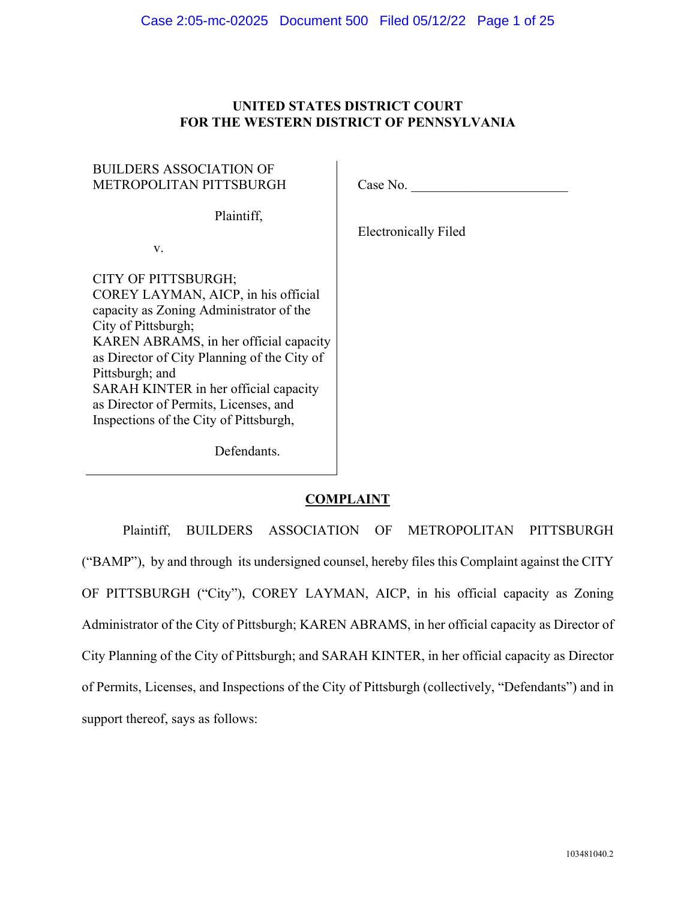**UNITED STATES DISTRICT COURT**
**FOR THE WESTERN DISTRICT OF PENNSYLVANIA**

| | |
|---|---|
| BUILDERS ASSOCIATION OF METROPOLITAN PITTSBURGH<br><br>Plaintiff,<br><br>v.<br><br>CITY OF PITTSBURGH;<br>COREY LAYMAN, AICP, in his official capacity as Zoning Administrator of the City of Pittsburgh;<br>KAREN ABRAMS, in her official capacity as Director of City Planning of the City of Pittsburgh; and<br>SARAH KINTER in her official capacity as Director of Permits, Licenses, and Inspections of the City of Pittsburgh,<br><br>Defendants. | Case No. ______________________<br><br>Electronically Filed |

**COMPLAINT**

Plaintiff, BUILDERS ASSOCIATION OF METROPOLITAN PITTSBURGH ("BAMP"), by and through its undersigned counsel, hereby files this Complaint against the CITY OF PITTSBURGH ("City"), COREY LAYMAN, AICP, in his official capacity as Zoning Administrator of the City of Pittsburgh; KAREN ABRAMS, in her official capacity as Director of City Planning of the City of Pittsburgh; and SARAH KINTER, in her official capacity as Director of Permits, Licenses, and Inspections of the City of Pittsburgh (collectively, "Defendants") and in support thereof, says as follows:

103481040.2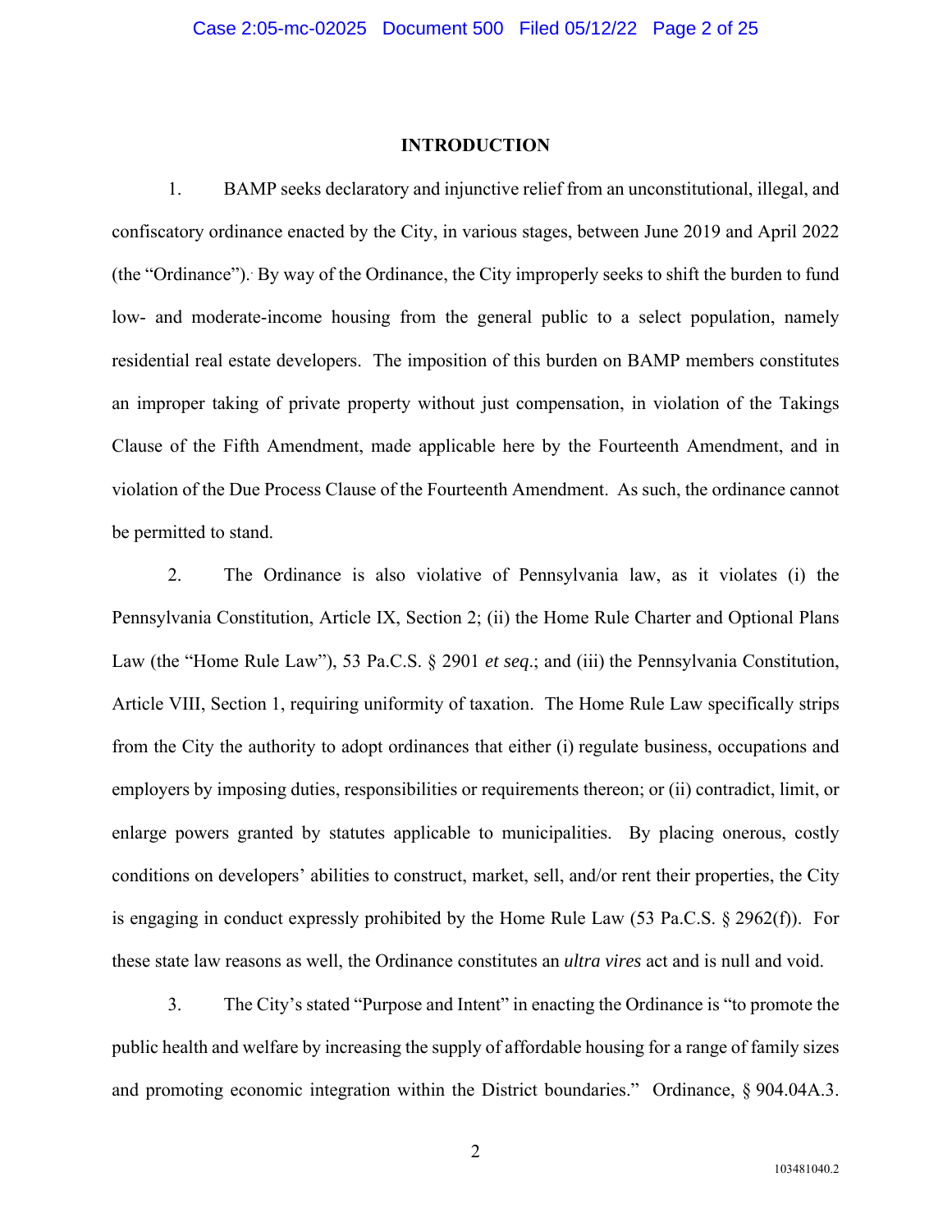# INTRODUCTION

1. BAMP seeks declaratory and injunctive relief from an unconstitutional, illegal, and confiscatory ordinance enacted by the City, in various stages, between June 2019 and April 2022 (the "Ordinance"). By way of the Ordinance, the City improperly seeks to shift the burden to fund low- and moderate-income housing from the general public to a select population, namely residential real estate developers. The imposition of this burden on BAMP members constitutes an improper taking of private property without just compensation, in violation of the Takings Clause of the Fifth Amendment, made applicable here by the Fourteenth Amendment, and in violation of the Due Process Clause of the Fourteenth Amendment. As such, the ordinance cannot be permitted to stand.

2. The Ordinance is also violative of Pennsylvania law, as it violates (i) the Pennsylvania Constitution, Article IX, Section 2; (ii) the Home Rule Charter and Optional Plans Law (the "Home Rule Law"), 53 Pa.C.S. § 2901 *et seq*.; and (iii) the Pennsylvania Constitution, Article VIII, Section 1, requiring uniformity of taxation. The Home Rule Law specifically strips from the City the authority to adopt ordinances that either (i) regulate business, occupations and employers by imposing duties, responsibilities or requirements thereon; or (ii) contradict, limit, or enlarge powers granted by statutes applicable to municipalities. By placing onerous, costly conditions on developers' abilities to construct, market, sell, and/or rent their properties, the City is engaging in conduct expressly prohibited by the Home Rule Law (53 Pa.C.S. § 2962(f)). For these state law reasons as well, the Ordinance constitutes an *ultra vires* act and is null and void.

3. The City's stated "Purpose and Intent" in enacting the Ordinance is "to promote the public health and welfare by increasing the supply of affordable housing for a range of family sizes and promoting economic integration within the District boundaries." Ordinance, § 904.04A.3.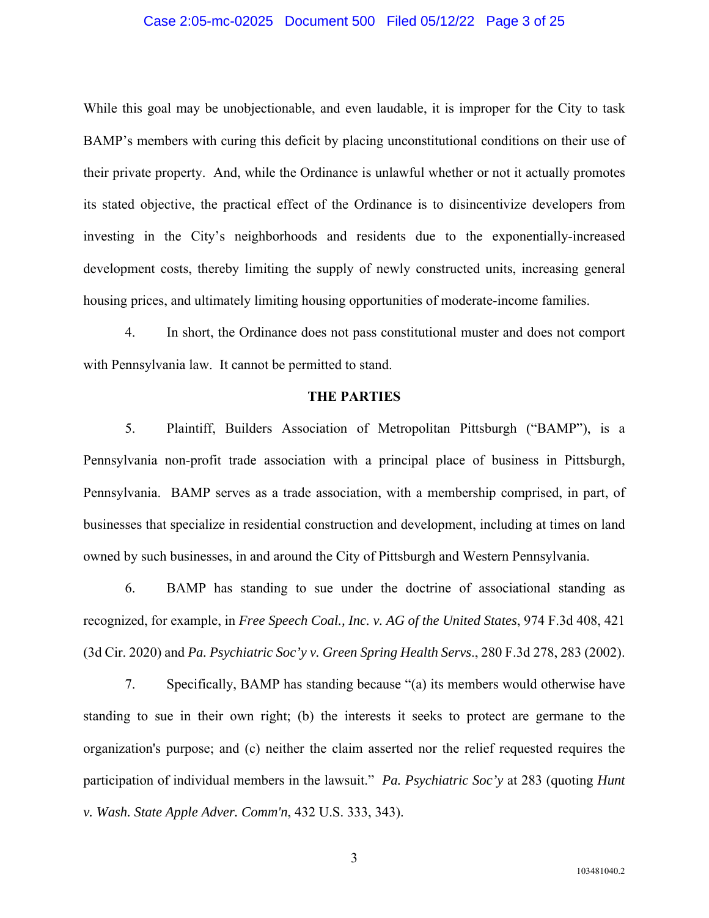While this goal may be unobjectionable, and even laudable, it is improper for the City to task BAMP's members with curing this deficit by placing unconstitutional conditions on their use of their private property. And, while the Ordinance is unlawful whether or not it actually promotes its stated objective, the practical effect of the Ordinance is to disincentivize developers from investing in the City's neighborhoods and residents due to the exponentially-increased development costs, thereby limiting the supply of newly constructed units, increasing general housing prices, and ultimately limiting housing opportunities of moderate-income families.

4. In short, the Ordinance does not pass constitutional muster and does not comport with Pennsylvania law. It cannot be permitted to stand.

## THE PARTIES

5. Plaintiff, Builders Association of Metropolitan Pittsburgh ("BAMP"), is a Pennsylvania non-profit trade association with a principal place of business in Pittsburgh, Pennsylvania. BAMP serves as a trade association, with a membership comprised, in part, of businesses that specialize in residential construction and development, including at times on land owned by such businesses, in and around the City of Pittsburgh and Western Pennsylvania.

6. BAMP has standing to sue under the doctrine of associational standing as recognized, for example, in *Free Speech Coal., Inc. v. AG of the United States*, 974 F.3d 408, 421 (3d Cir. 2020) and *Pa. Psychiatric Soc'y v. Green Spring Health Servs*., 280 F.3d 278, 283 (2002).

7. Specifically, BAMP has standing because "(a) its members would otherwise have standing to sue in their own right; (b) the interests it seeks to protect are germane to the organization's purpose; and (c) neither the claim asserted nor the relief requested requires the participation of individual members in the lawsuit." *Pa. Psychiatric Soc'y* at 283 (quoting *Hunt v. Wash. State Apple Adver. Comm'n*, 432 U.S. 333, 343).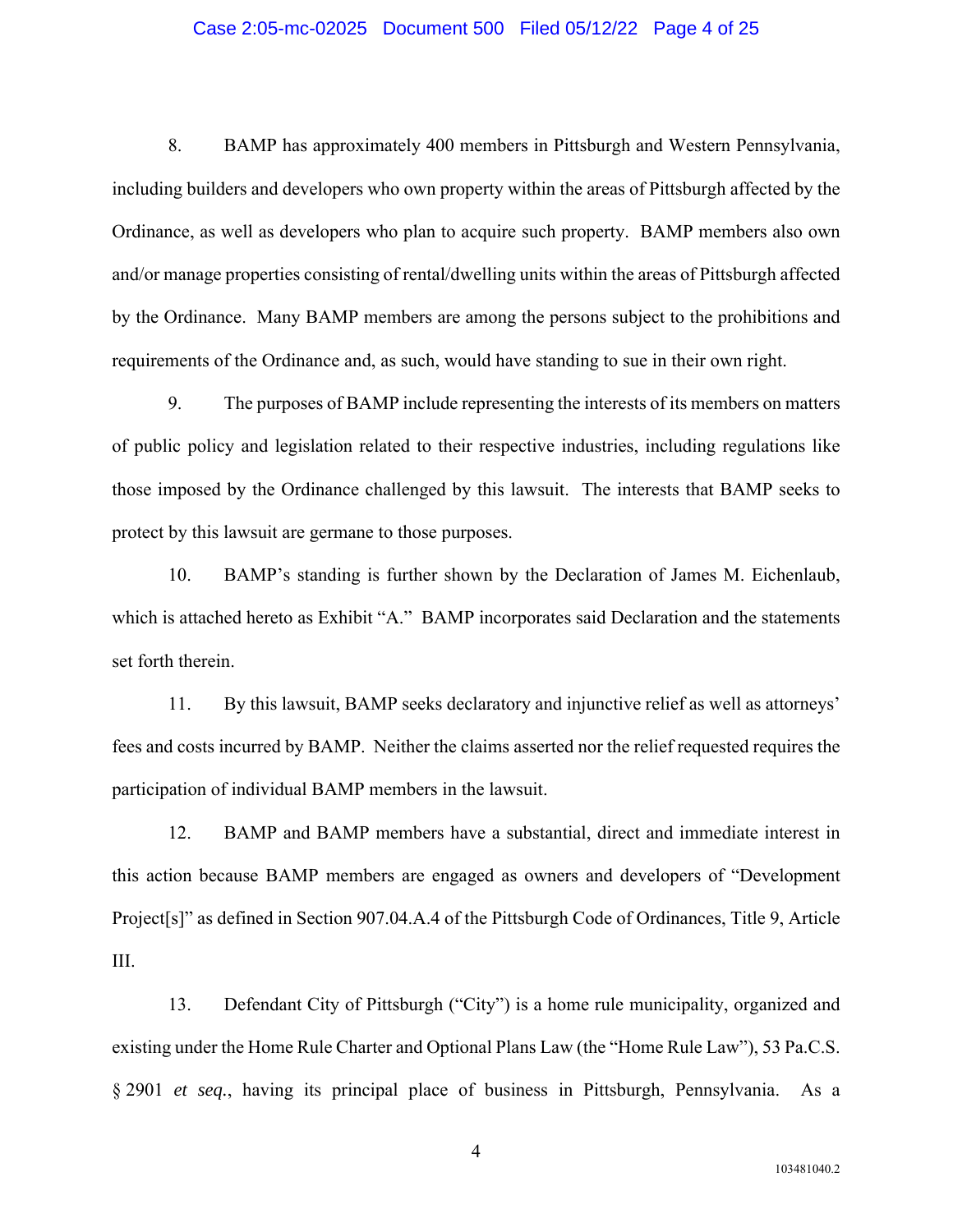8. BAMP has approximately 400 members in Pittsburgh and Western Pennsylvania, including builders and developers who own property within the areas of Pittsburgh affected by the Ordinance, as well as developers who plan to acquire such property. BAMP members also own and/or manage properties consisting of rental/dwelling units within the areas of Pittsburgh affected by the Ordinance. Many BAMP members are among the persons subject to the prohibitions and requirements of the Ordinance and, as such, would have standing to sue in their own right.

9. The purposes of BAMP include representing the interests of its members on matters of public policy and legislation related to their respective industries, including regulations like those imposed by the Ordinance challenged by this lawsuit. The interests that BAMP seeks to protect by this lawsuit are germane to those purposes.

10. BAMP's standing is further shown by the Declaration of James M. Eichenlaub, which is attached hereto as Exhibit "A." BAMP incorporates said Declaration and the statements set forth therein.

11. By this lawsuit, BAMP seeks declaratory and injunctive relief as well as attorneys' fees and costs incurred by BAMP. Neither the claims asserted nor the relief requested requires the participation of individual BAMP members in the lawsuit.

12. BAMP and BAMP members have a substantial, direct and immediate interest in this action because BAMP members are engaged as owners and developers of "Development Project[s]" as defined in Section 907.04.A.4 of the Pittsburgh Code of Ordinances, Title 9, Article III.

13. Defendant City of Pittsburgh ("City") is a home rule municipality, organized and existing under the Home Rule Charter and Optional Plans Law (the "Home Rule Law"), 53 Pa.C.S. § 2901 *et seq.*, having its principal place of business in Pittsburgh, Pennsylvania. As a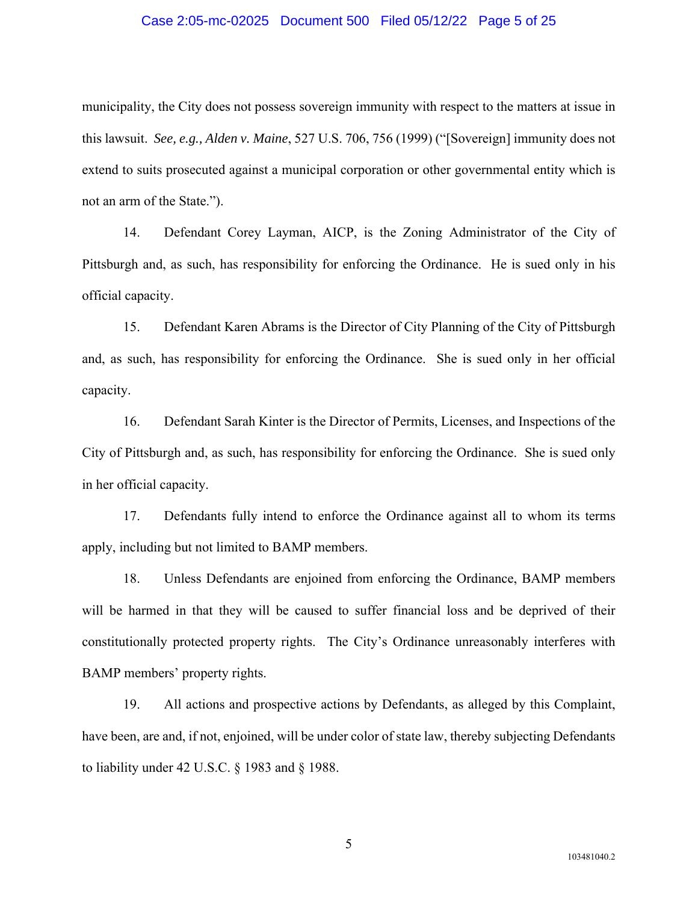municipality, the City does not possess sovereign immunity with respect to the matters at issue in this lawsuit. *See, e.g., Alden v. Maine*, 527 U.S. 706, 756 (1999) ("[Sovereign] immunity does not extend to suits prosecuted against a municipal corporation or other governmental entity which is not an arm of the State.").

14. Defendant Corey Layman, AICP, is the Zoning Administrator of the City of Pittsburgh and, as such, has responsibility for enforcing the Ordinance. He is sued only in his official capacity.

15. Defendant Karen Abrams is the Director of City Planning of the City of Pittsburgh and, as such, has responsibility for enforcing the Ordinance. She is sued only in her official capacity.

16. Defendant Sarah Kinter is the Director of Permits, Licenses, and Inspections of the City of Pittsburgh and, as such, has responsibility for enforcing the Ordinance. She is sued only in her official capacity.

17. Defendants fully intend to enforce the Ordinance against all to whom its terms apply, including but not limited to BAMP members.

18. Unless Defendants are enjoined from enforcing the Ordinance, BAMP members will be harmed in that they will be caused to suffer financial loss and be deprived of their constitutionally protected property rights. The City's Ordinance unreasonably interferes with BAMP members' property rights.

19. All actions and prospective actions by Defendants, as alleged by this Complaint, have been, are and, if not, enjoined, will be under color of state law, thereby subjecting Defendants to liability under 42 U.S.C. § 1983 and § 1988.

103481040.2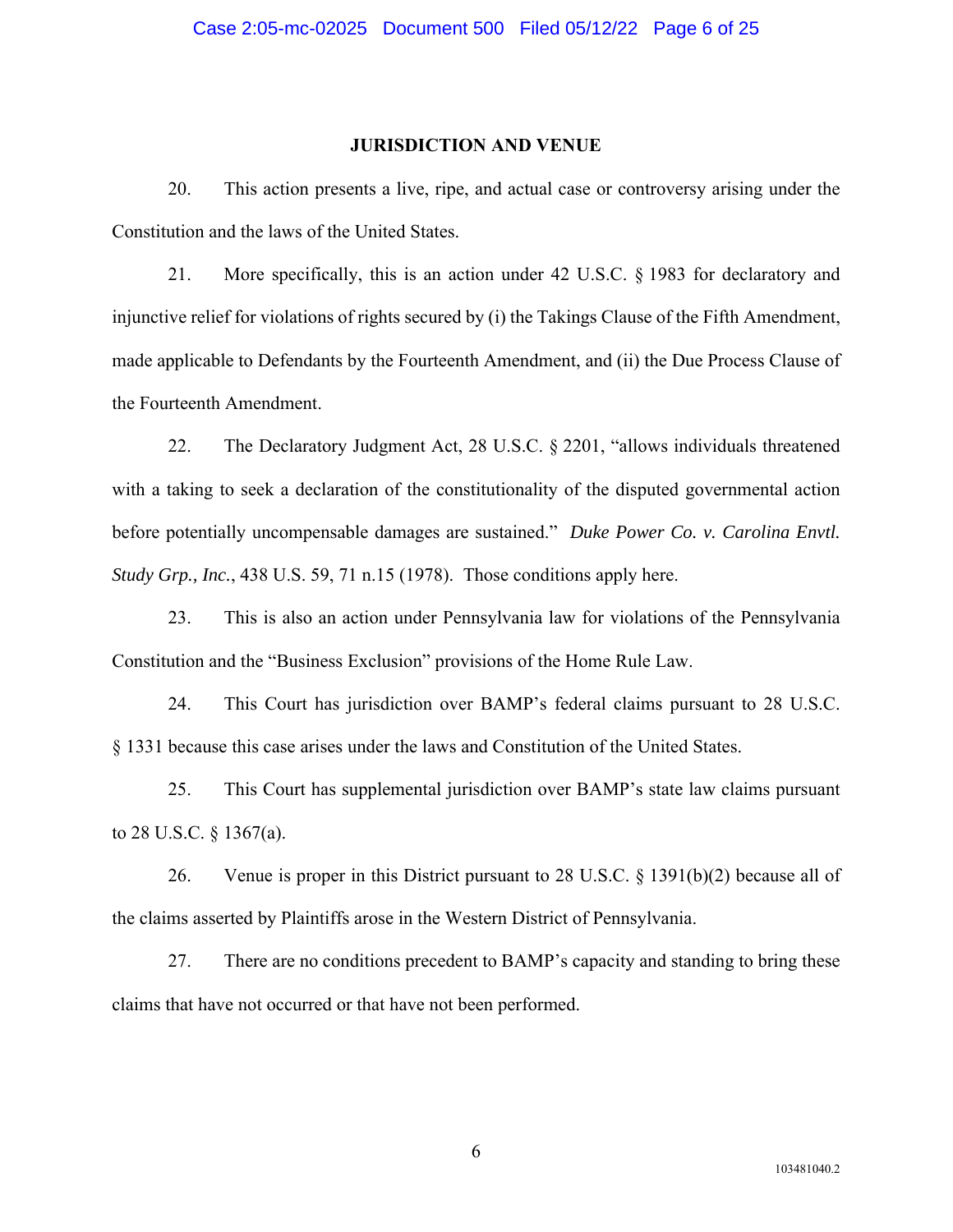## JURISDICTION AND VENUE

20. This action presents a live, ripe, and actual case or controversy arising under the Constitution and the laws of the United States.

21. More specifically, this is an action under 42 U.S.C. § 1983 for declaratory and injunctive relief for violations of rights secured by (i) the Takings Clause of the Fifth Amendment, made applicable to Defendants by the Fourteenth Amendment, and (ii) the Due Process Clause of the Fourteenth Amendment.

22. The Declaratory Judgment Act, 28 U.S.C. § 2201, "allows individuals threatened with a taking to seek a declaration of the constitutionality of the disputed governmental action before potentially uncompensable damages are sustained." *Duke Power Co. v. Carolina Envtl. Study Grp., Inc.*, 438 U.S. 59, 71 n.15 (1978). Those conditions apply here.

23. This is also an action under Pennsylvania law for violations of the Pennsylvania Constitution and the "Business Exclusion" provisions of the Home Rule Law.

24. This Court has jurisdiction over BAMP's federal claims pursuant to 28 U.S.C. § 1331 because this case arises under the laws and Constitution of the United States.

25. This Court has supplemental jurisdiction over BAMP's state law claims pursuant to 28 U.S.C. § 1367(a).

26. Venue is proper in this District pursuant to 28 U.S.C. § 1391(b)(2) because all of the claims asserted by Plaintiffs arose in the Western District of Pennsylvania.

27. There are no conditions precedent to BAMP's capacity and standing to bring these claims that have not occurred or that have not been performed.

103481040.2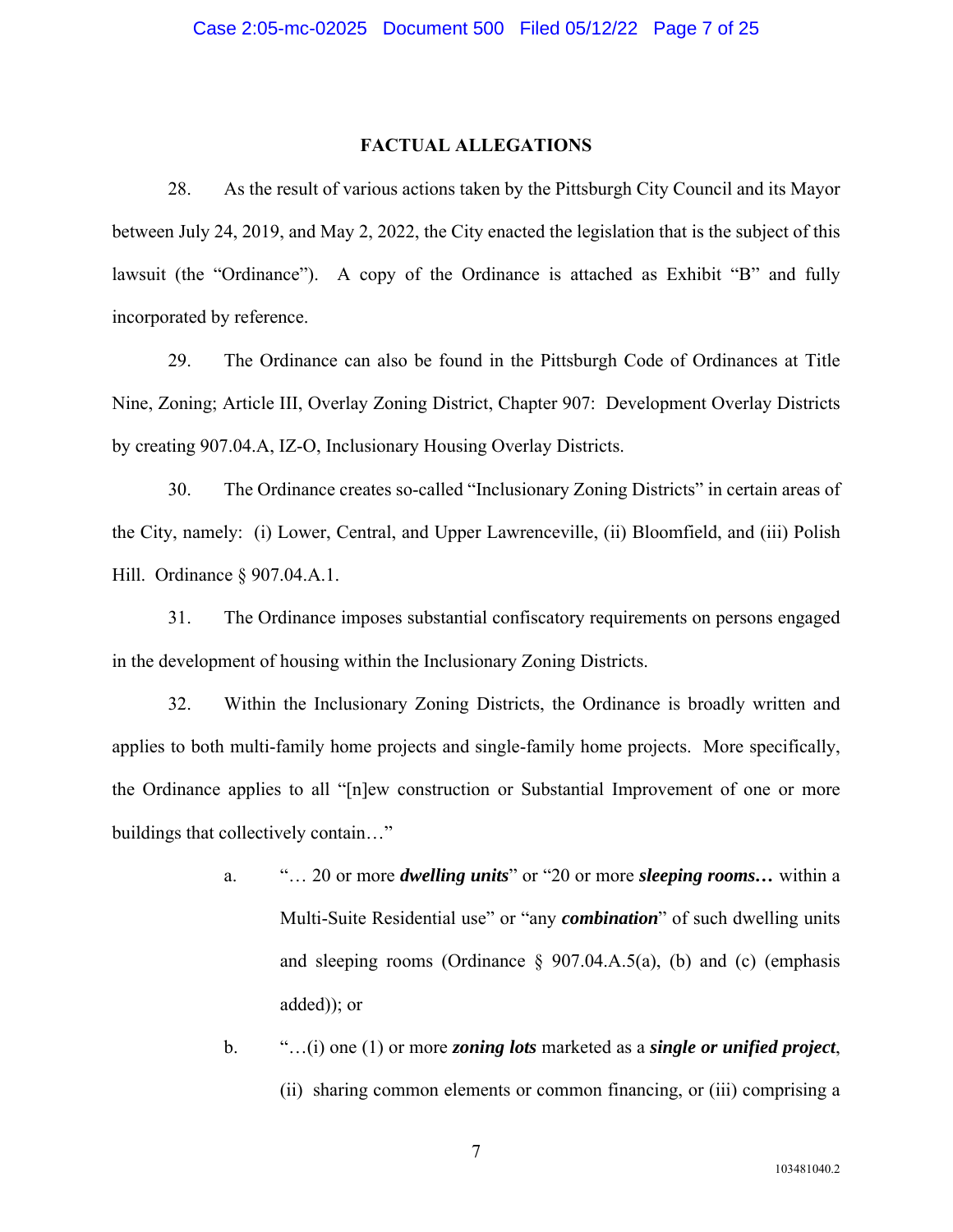## FACTUAL ALLEGATIONS

28. As the result of various actions taken by the Pittsburgh City Council and its Mayor between July 24, 2019, and May 2, 2022, the City enacted the legislation that is the subject of this lawsuit (the "Ordinance"). A copy of the Ordinance is attached as Exhibit "B" and fully incorporated by reference.

29. The Ordinance can also be found in the Pittsburgh Code of Ordinances at Title Nine, Zoning; Article III, Overlay Zoning District, Chapter 907: Development Overlay Districts by creating 907.04.A, IZ-O, Inclusionary Housing Overlay Districts.

30. The Ordinance creates so-called "Inclusionary Zoning Districts" in certain areas of the City, namely: (i) Lower, Central, and Upper Lawrenceville, (ii) Bloomfield, and (iii) Polish Hill. Ordinance § 907.04.A.1.

31. The Ordinance imposes substantial confiscatory requirements on persons engaged in the development of housing within the Inclusionary Zoning Districts.

32. Within the Inclusionary Zoning Districts, the Ordinance is broadly written and applies to both multi-family home projects and single-family home projects. More specifically, the Ordinance applies to all "[n]ew construction or Substantial Improvement of one or more buildings that collectively contain…"

a. "… 20 or more ***dwelling units***" or "20 or more ***sleeping rooms…*** within a Multi-Suite Residential use" or "any ***combination***" of such dwelling units and sleeping rooms (Ordinance § 907.04.A.5(a), (b) and (c) (emphasis added)); or

b. "…(i) one (1) or more ***zoning lots*** marketed as a ***single or unified project***, (ii) sharing common elements or common financing, or (iii) comprising a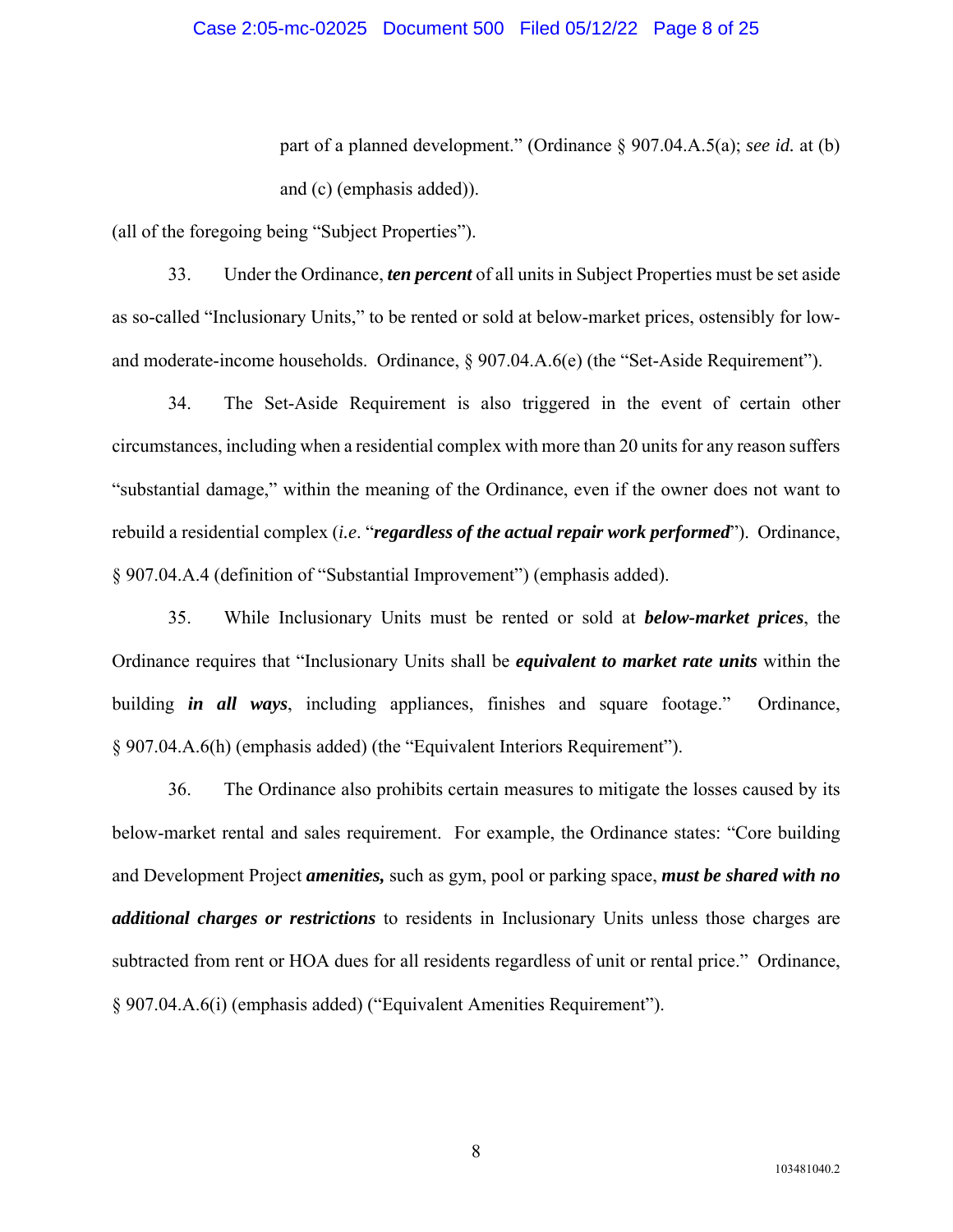> part of a planned development." (Ordinance § 907.04.A.5(a); *see id.* at (b) and (c) (emphasis added)).

(all of the foregoing being "Subject Properties").

33. Under the Ordinance, ***ten percent*** of all units in Subject Properties must be set aside as so-called "Inclusionary Units," to be rented or sold at below-market prices, ostensibly for low- and moderate-income households. Ordinance, § 907.04.A.6(e) (the "Set-Aside Requirement").

34. The Set-Aside Requirement is also triggered in the event of certain other circumstances, including when a residential complex with more than 20 units for any reason suffers "substantial damage," within the meaning of the Ordinance, even if the owner does not want to rebuild a residential complex (*i.e*. "***regardless of the actual repair work performed***"). Ordinance, § 907.04.A.4 (definition of "Substantial Improvement") (emphasis added).

35. While Inclusionary Units must be rented or sold at ***below-market prices***, the Ordinance requires that "Inclusionary Units shall be ***equivalent to market rate units*** within the building ***in all ways***, including appliances, finishes and square footage." Ordinance, § 907.04.A.6(h) (emphasis added) (the "Equivalent Interiors Requirement").

36. The Ordinance also prohibits certain measures to mitigate the losses caused by its below-market rental and sales requirement. For example, the Ordinance states: "Core building and Development Project ***amenities,*** such as gym, pool or parking space, ***must be shared with no additional charges or restrictions*** to residents in Inclusionary Units unless those charges are subtracted from rent or HOA dues for all residents regardless of unit or rental price." Ordinance, § 907.04.A.6(i) (emphasis added) ("Equivalent Amenities Requirement").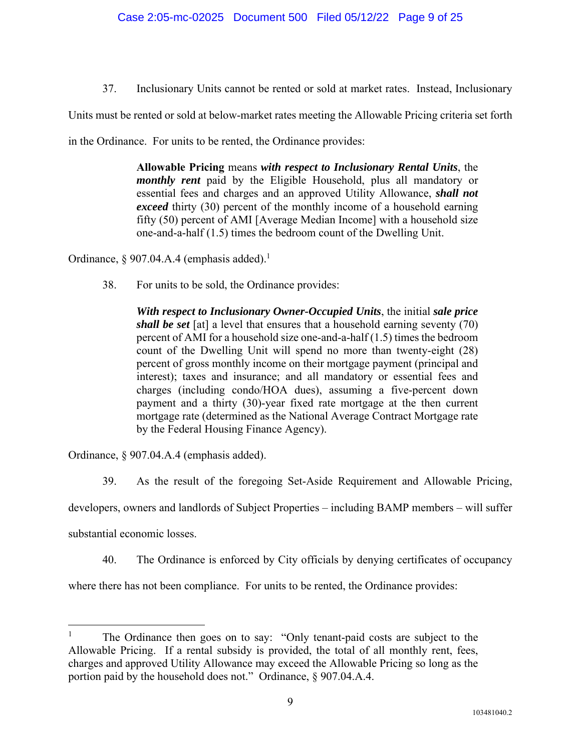37. Inclusionary Units cannot be rented or sold at market rates. Instead, Inclusionary Units must be rented or sold at below-market rates meeting the Allowable Pricing criteria set forth in the Ordinance. For units to be rented, the Ordinance provides:

> **Allowable Pricing** means ***with respect to Inclusionary Rental Units***, the ***monthly rent*** paid by the Eligible Household, plus all mandatory or essential fees and charges and an approved Utility Allowance, ***shall not exceed*** thirty (30) percent of the monthly income of a household earning fifty (50) percent of AMI [Average Median Income] with a household size one-and-a-half (1.5) times the bedroom count of the Dwelling Unit.

Ordinance, § 907.04.A.4 (emphasis added).[1]

38. For units to be sold, the Ordinance provides:

> ***With respect to Inclusionary Owner-Occupied Units***, the initial ***sale price shall be set*** [at] a level that ensures that a household earning seventy (70) percent of AMI for a household size one-and-a-half (1.5) times the bedroom count of the Dwelling Unit will spend no more than twenty-eight (28) percent of gross monthly income on their mortgage payment (principal and interest); taxes and insurance; and all mandatory or essential fees and charges (including condo/HOA dues), assuming a five-percent down payment and a thirty (30)-year fixed rate mortgage at the then current mortgage rate (determined as the National Average Contract Mortgage rate by the Federal Housing Finance Agency).

Ordinance, § 907.04.A.4 (emphasis added).

39. As the result of the foregoing Set-Aside Requirement and Allowable Pricing, developers, owners and landlords of Subject Properties – including BAMP members – will suffer substantial economic losses.

40. The Ordinance is enforced by City officials by denying certificates of occupancy where there has not been compliance. For units to be rented, the Ordinance provides:

---

[1] The Ordinance then goes on to say: "Only tenant-paid costs are subject to the Allowable Pricing. If a rental subsidy is provided, the total of all monthly rent, fees, charges and approved Utility Allowance may exceed the Allowable Pricing so long as the portion paid by the household does not." Ordinance, § 907.04.A.4.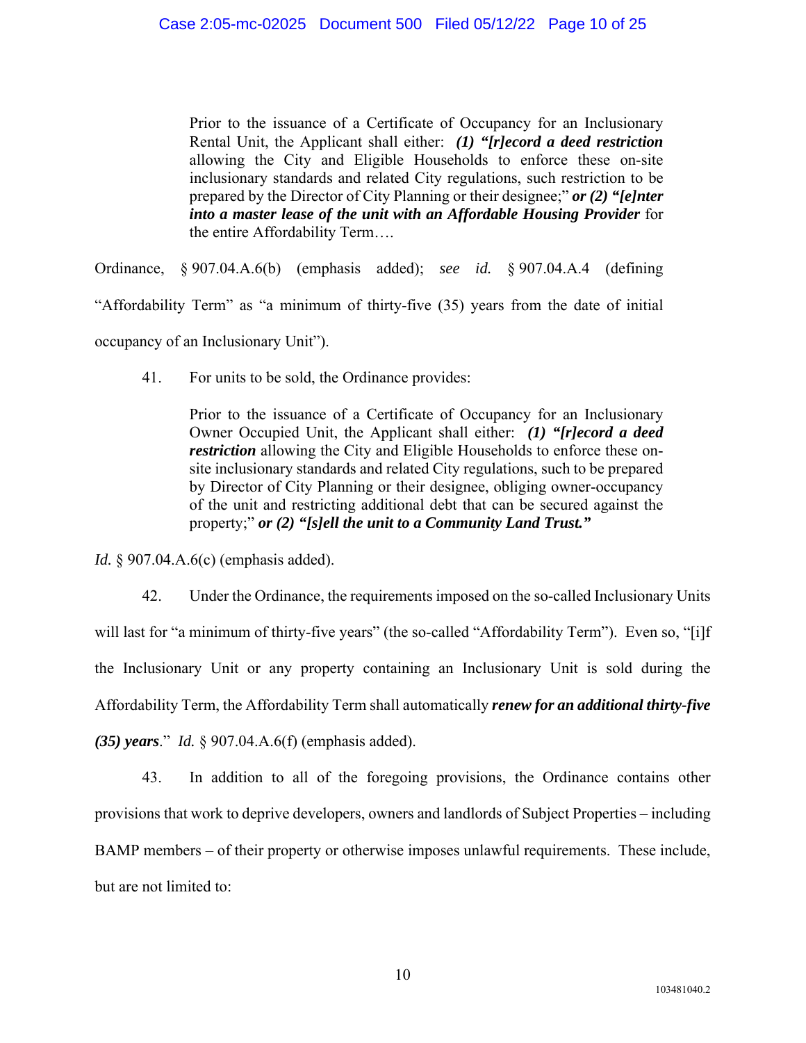> Prior to the issuance of a Certificate of Occupancy for an Inclusionary Rental Unit, the Applicant shall either: ***(1) "[r]ecord a deed restriction*** allowing the City and Eligible Households to enforce these on-site inclusionary standards and related City regulations, such restriction to be prepared by the Director of City Planning or their designee;" ***or (2) "[e]nter into a master lease of the unit with an Affordable Housing Provider*** for the entire Affordability Term….

Ordinance, § 907.04.A.6(b) (emphasis added); *see id.* § 907.04.A.4 (defining "Affordability Term" as "a minimum of thirty-five (35) years from the date of initial occupancy of an Inclusionary Unit").

41. For units to be sold, the Ordinance provides:

> Prior to the issuance of a Certificate of Occupancy for an Inclusionary Owner Occupied Unit, the Applicant shall either: ***(1) "[r]ecord a deed restriction*** allowing the City and Eligible Households to enforce these on-site inclusionary standards and related City regulations, such to be prepared by Director of City Planning or their designee, obliging owner-occupancy of the unit and restricting additional debt that can be secured against the property;" ***or (2) "[s]ell the unit to a Community Land Trust."***

*Id.* § 907.04.A.6(c) (emphasis added).

42. Under the Ordinance, the requirements imposed on the so-called Inclusionary Units will last for "a minimum of thirty-five years" (the so-called "Affordability Term"). Even so, "[i]f the Inclusionary Unit or any property containing an Inclusionary Unit is sold during the Affordability Term, the Affordability Term shall automatically ***renew for an additional thirty-five (35) years***." *Id.* § 907.04.A.6(f) (emphasis added).

43. In addition to all of the foregoing provisions, the Ordinance contains other provisions that work to deprive developers, owners and landlords of Subject Properties – including BAMP members – of their property or otherwise imposes unlawful requirements. These include, but are not limited to: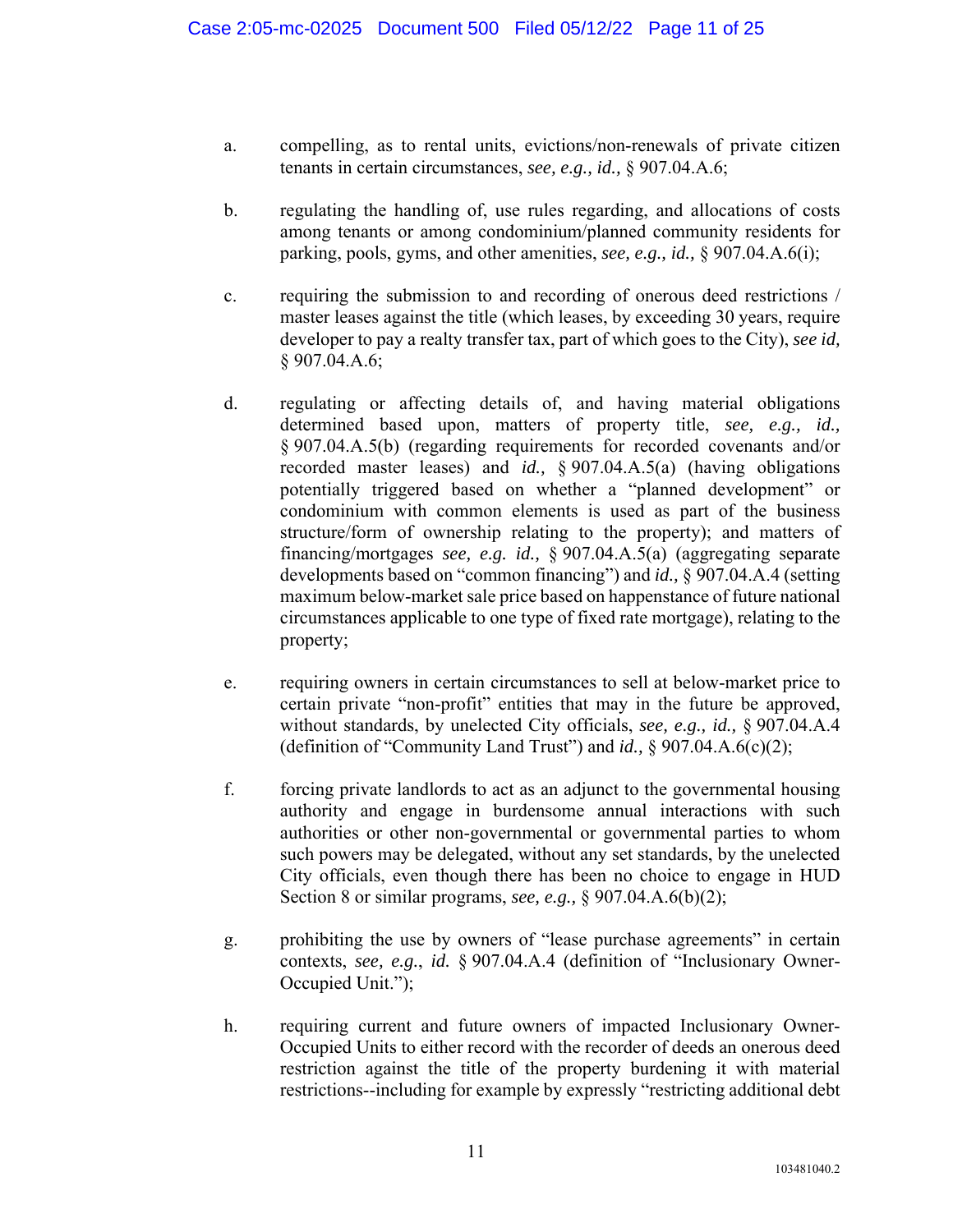a. compelling, as to rental units, evictions/non-renewals of private citizen tenants in certain circumstances, *see, e.g., id.,* § 907.04.A.6;

b. regulating the handling of, use rules regarding, and allocations of costs among tenants or among condominium/planned community residents for parking, pools, gyms, and other amenities, *see, e.g., id.,* § 907.04.A.6(i);

c. requiring the submission to and recording of onerous deed restrictions / master leases against the title (which leases, by exceeding 30 years, require developer to pay a realty transfer tax, part of which goes to the City), *see id,* § 907.04.A.6;

d. regulating or affecting details of, and having material obligations determined based upon, matters of property title, *see, e.g., id.,* § 907.04.A.5(b) (regarding requirements for recorded covenants and/or recorded master leases) and *id.,* § 907.04.A.5(a) (having obligations potentially triggered based on whether a "planned development" or condominium with common elements is used as part of the business structure/form of ownership relating to the property); and matters of financing/mortgages *see, e.g. id.,* § 907.04.A.5(a) (aggregating separate developments based on "common financing") and *id.,* § 907.04.A.4 (setting maximum below-market sale price based on happenstance of future national circumstances applicable to one type of fixed rate mortgage), relating to the property;

e. requiring owners in certain circumstances to sell at below-market price to certain private "non-profit" entities that may in the future be approved, without standards, by unelected City officials, *see, e.g., id.,* § 907.04.A.4 (definition of "Community Land Trust") and *id.,* § 907.04.A.6(c)(2);

f. forcing private landlords to act as an adjunct to the governmental housing authority and engage in burdensome annual interactions with such authorities or other non-governmental or governmental parties to whom such powers may be delegated, without any set standards, by the unelected City officials, even though there has been no choice to engage in HUD Section 8 or similar programs, *see, e.g.,* § 907.04.A.6(b)(2);

g. prohibiting the use by owners of "lease purchase agreements" in certain contexts, *see, e.g., id.* § 907.04.A.4 (definition of "Inclusionary Owner-Occupied Unit.");

h. requiring current and future owners of impacted Inclusionary Owner-Occupied Units to either record with the recorder of deeds an onerous deed restriction against the title of the property burdening it with material restrictions--including for example by expressly "restricting additional debt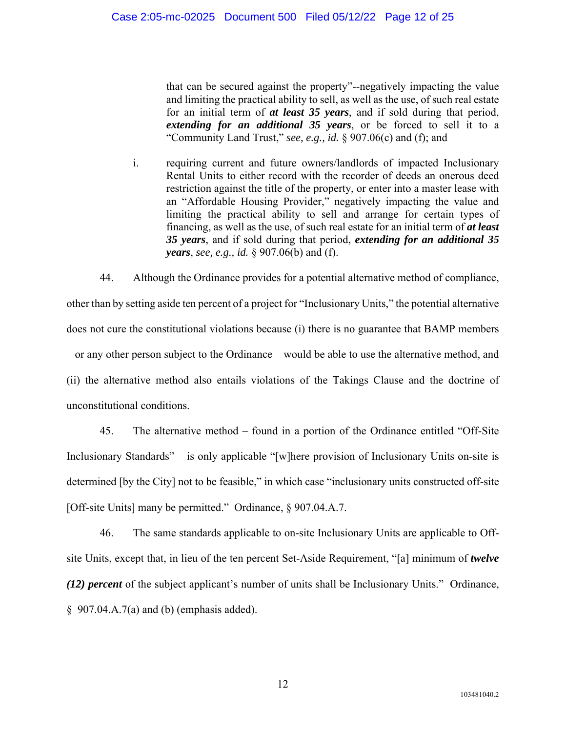that can be secured against the property"--negatively impacting the value and limiting the practical ability to sell, as well as the use, of such real estate for an initial term of ***at least 35 years***, and if sold during that period, ***extending for an additional 35 years***, or be forced to sell it to a "Community Land Trust," *see, e.g., id.* § 907.06(c) and (f); and

i. requiring current and future owners/landlords of impacted Inclusionary Rental Units to either record with the recorder of deeds an onerous deed restriction against the title of the property, or enter into a master lease with an "Affordable Housing Provider," negatively impacting the value and limiting the practical ability to sell and arrange for certain types of financing, as well as the use, of such real estate for an initial term of ***at least 35 years***, and if sold during that period, ***extending for an additional 35 years***, *see, e.g., id.* § 907.06(b) and (f).

44. Although the Ordinance provides for a potential alternative method of compliance, other than by setting aside ten percent of a project for "Inclusionary Units," the potential alternative does not cure the constitutional violations because (i) there is no guarantee that BAMP members – or any other person subject to the Ordinance – would be able to use the alternative method, and (ii) the alternative method also entails violations of the Takings Clause and the doctrine of unconstitutional conditions.

45. The alternative method – found in a portion of the Ordinance entitled "Off-Site Inclusionary Standards" – is only applicable "[w]here provision of Inclusionary Units on-site is determined [by the City] not to be feasible," in which case "inclusionary units constructed off-site [Off-site Units] many be permitted." Ordinance, § 907.04.A.7.

46. The same standards applicable to on-site Inclusionary Units are applicable to Off-site Units, except that, in lieu of the ten percent Set-Aside Requirement, "[a] minimum of ***twelve (12) percent*** of the subject applicant's number of units shall be Inclusionary Units." Ordinance, § 907.04.A.7(a) and (b) (emphasis added).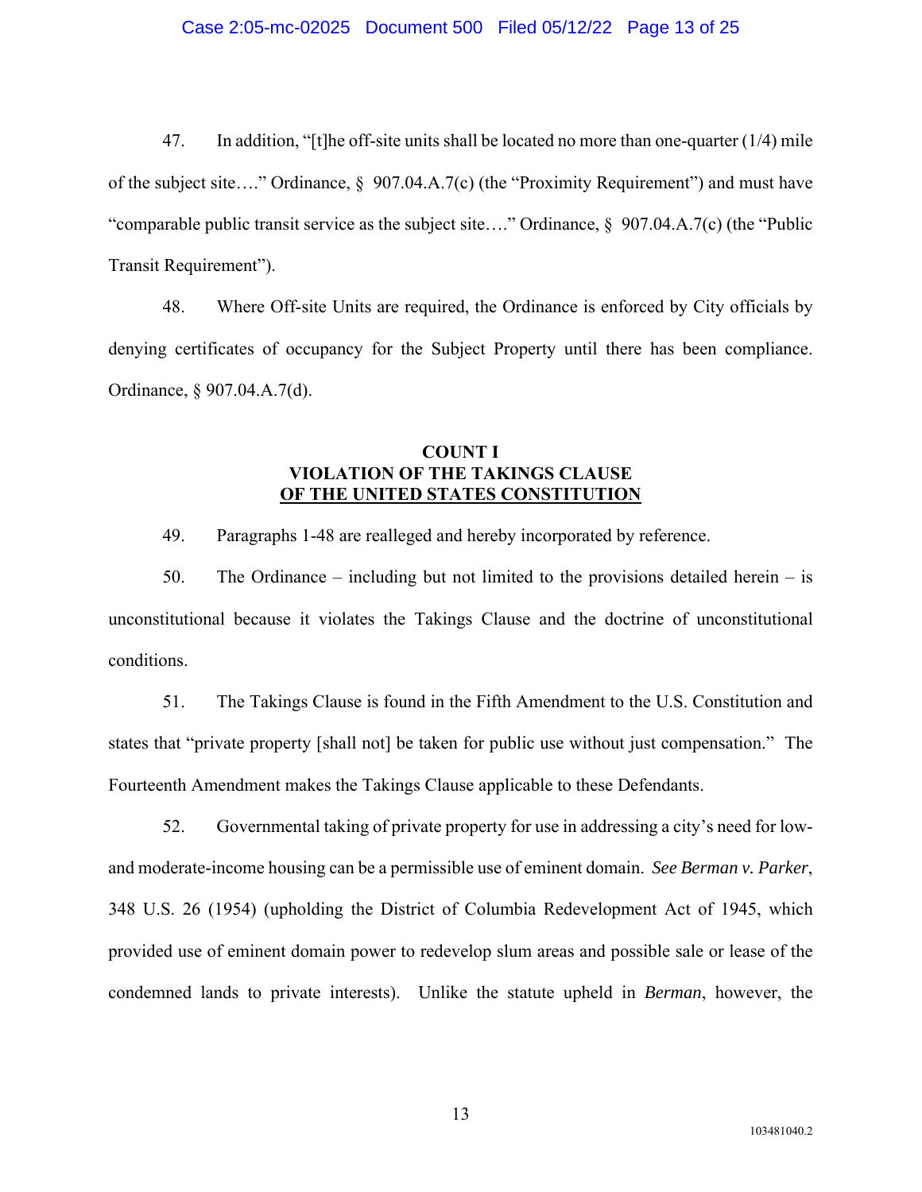47. In addition, "[t]he off-site units shall be located no more than one-quarter (1/4) mile of the subject site…." Ordinance, § 907.04.A.7(c) (the "Proximity Requirement") and must have "comparable public transit service as the subject site…." Ordinance, § 907.04.A.7(c) (the "Public Transit Requirement").

48. Where Off-site Units are required, the Ordinance is enforced by City officials by denying certificates of occupancy for the Subject Property until there has been compliance. Ordinance, § 907.04.A.7(d).

## COUNT I
## VIOLATION OF THE TAKINGS CLAUSE
## OF THE UNITED STATES CONSTITUTION

49. Paragraphs 1-48 are realleged and hereby incorporated by reference.

50. The Ordinance – including but not limited to the provisions detailed herein – is unconstitutional because it violates the Takings Clause and the doctrine of unconstitutional conditions.

51. The Takings Clause is found in the Fifth Amendment to the U.S. Constitution and states that "private property [shall not] be taken for public use without just compensation." The Fourteenth Amendment makes the Takings Clause applicable to these Defendants.

52. Governmental taking of private property for use in addressing a city's need for low- and moderate-income housing can be a permissible use of eminent domain. *See Berman v. Parker*, 348 U.S. 26 (1954) (upholding the District of Columbia Redevelopment Act of 1945, which provided use of eminent domain power to redevelop slum areas and possible sale or lease of the condemned lands to private interests). Unlike the statute upheld in *Berman*, however, the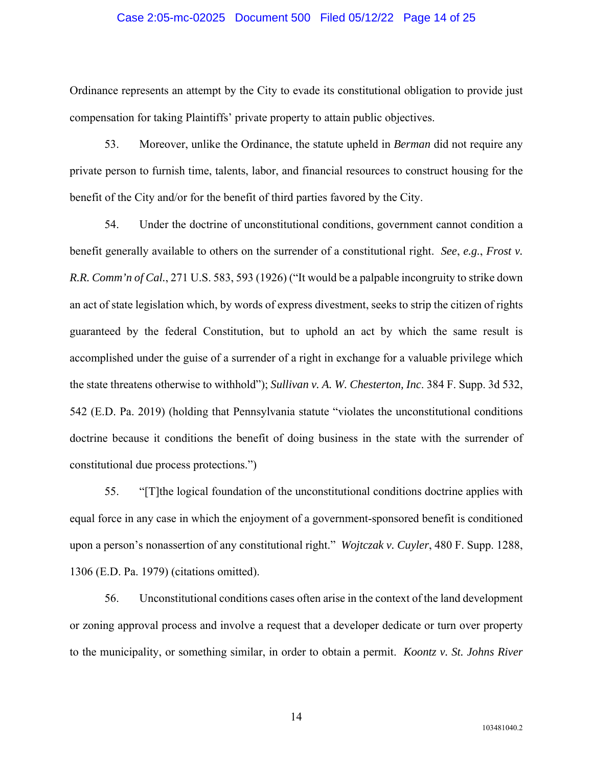Ordinance represents an attempt by the City to evade its constitutional obligation to provide just compensation for taking Plaintiffs' private property to attain public objectives.

53. Moreover, unlike the Ordinance, the statute upheld in *Berman* did not require any private person to furnish time, talents, labor, and financial resources to construct housing for the benefit of the City and/or for the benefit of third parties favored by the City.

54. Under the doctrine of unconstitutional conditions, government cannot condition a benefit generally available to others on the surrender of a constitutional right. *See*, *e.g.*, *Frost v. R.R. Comm'n of Cal.*, 271 U.S. 583, 593 (1926) ("It would be a palpable incongruity to strike down an act of state legislation which, by words of express divestment, seeks to strip the citizen of rights guaranteed by the federal Constitution, but to uphold an act by which the same result is accomplished under the guise of a surrender of a right in exchange for a valuable privilege which the state threatens otherwise to withhold"); *Sullivan v. A. W. Chesterton, Inc*. 384 F. Supp. 3d 532, 542 (E.D. Pa. 2019) (holding that Pennsylvania statute "violates the unconstitutional conditions doctrine because it conditions the benefit of doing business in the state with the surrender of constitutional due process protections.")

55. "[T]the logical foundation of the unconstitutional conditions doctrine applies with equal force in any case in which the enjoyment of a government-sponsored benefit is conditioned upon a person's nonassertion of any constitutional right." *Wojtczak v. Cuyler*, 480 F. Supp. 1288, 1306 (E.D. Pa. 1979) (citations omitted).

56. Unconstitutional conditions cases often arise in the context of the land development or zoning approval process and involve a request that a developer dedicate or turn over property to the municipality, or something similar, in order to obtain a permit. *Koontz v. St. Johns River*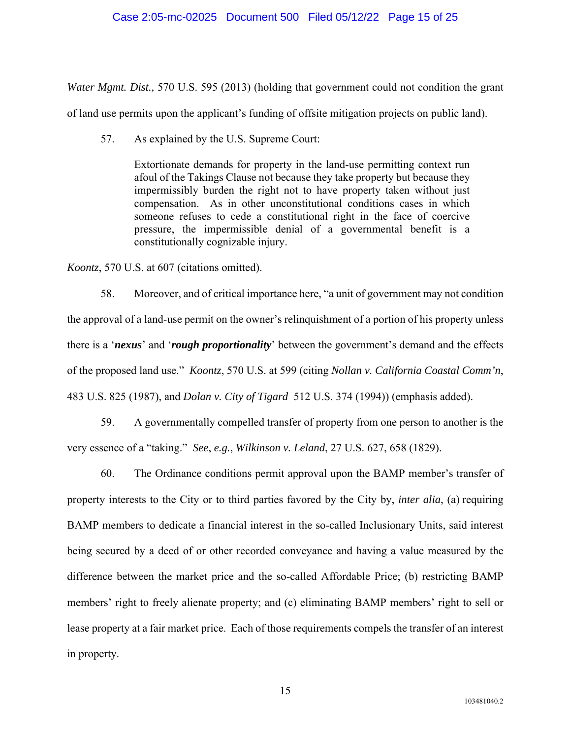*Water Mgmt. Dist.,* 570 U.S. 595 (2013) (holding that government could not condition the grant of land use permits upon the applicant's funding of offsite mitigation projects on public land).

57. As explained by the U.S. Supreme Court:

> Extortionate demands for property in the land-use permitting context run afoul of the Takings Clause not because they take property but because they impermissibly burden the right not to have property taken without just compensation. As in other unconstitutional conditions cases in which someone refuses to cede a constitutional right in the face of coercive pressure, the impermissible denial of a governmental benefit is a constitutionally cognizable injury.

*Koontz*, 570 U.S. at 607 (citations omitted).

58. Moreover, and of critical importance here, "a unit of government may not condition the approval of a land-use permit on the owner's relinquishment of a portion of his property unless there is a '***nexus***' and '***rough proportionality***' between the government's demand and the effects of the proposed land use." *Koontz*, 570 U.S. at 599 (citing *Nollan v. California Coastal Comm'n*, 483 U.S. 825 (1987), and *Dolan v. City of Tigard* 512 U.S. 374 (1994)) (emphasis added).

59. A governmentally compelled transfer of property from one person to another is the very essence of a "taking." *See*, *e.g.*, *Wilkinson v. Leland*, 27 U.S. 627, 658 (1829).

60. The Ordinance conditions permit approval upon the BAMP member's transfer of property interests to the City or to third parties favored by the City by, *inter alia*, (a) requiring BAMP members to dedicate a financial interest in the so-called Inclusionary Units, said interest being secured by a deed of or other recorded conveyance and having a value measured by the difference between the market price and the so-called Affordable Price; (b) restricting BAMP members' right to freely alienate property; and (c) eliminating BAMP members' right to sell or lease property at a fair market price. Each of those requirements compels the transfer of an interest in property.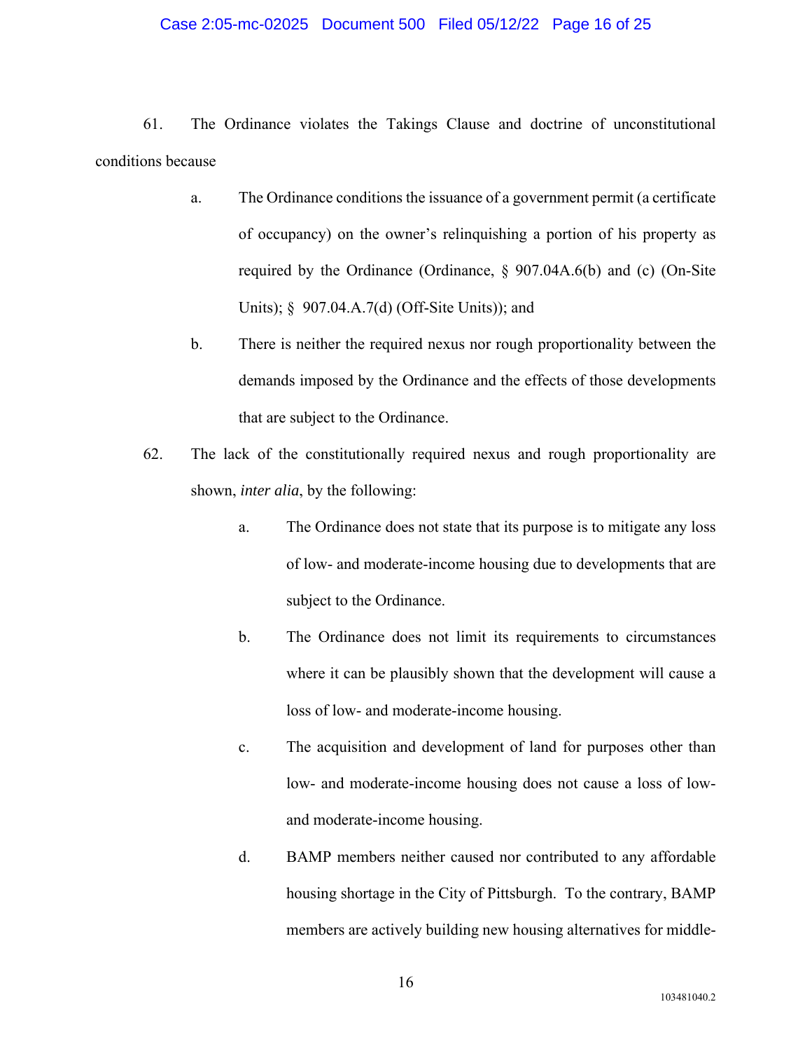61. The Ordinance violates the Takings Clause and doctrine of unconstitutional conditions because

   a. The Ordinance conditions the issuance of a government permit (a certificate of occupancy) on the owner's relinquishing a portion of his property as required by the Ordinance (Ordinance, § 907.04A.6(b) and (c) (On-Site Units); § 907.04.A.7(d) (Off-Site Units)); and

   b. There is neither the required nexus nor rough proportionality between the demands imposed by the Ordinance and the effects of those developments that are subject to the Ordinance.

62. The lack of the constitutionally required nexus and rough proportionality are shown, *inter alia*, by the following:

   a. The Ordinance does not state that its purpose is to mitigate any loss of low- and moderate-income housing due to developments that are subject to the Ordinance.

   b. The Ordinance does not limit its requirements to circumstances where it can be plausibly shown that the development will cause a loss of low- and moderate-income housing.

   c. The acquisition and development of land for purposes other than low- and moderate-income housing does not cause a loss of low- and moderate-income housing.

   d. BAMP members neither caused nor contributed to any affordable housing shortage in the City of Pittsburgh. To the contrary, BAMP members are actively building new housing alternatives for middle-

103481040.2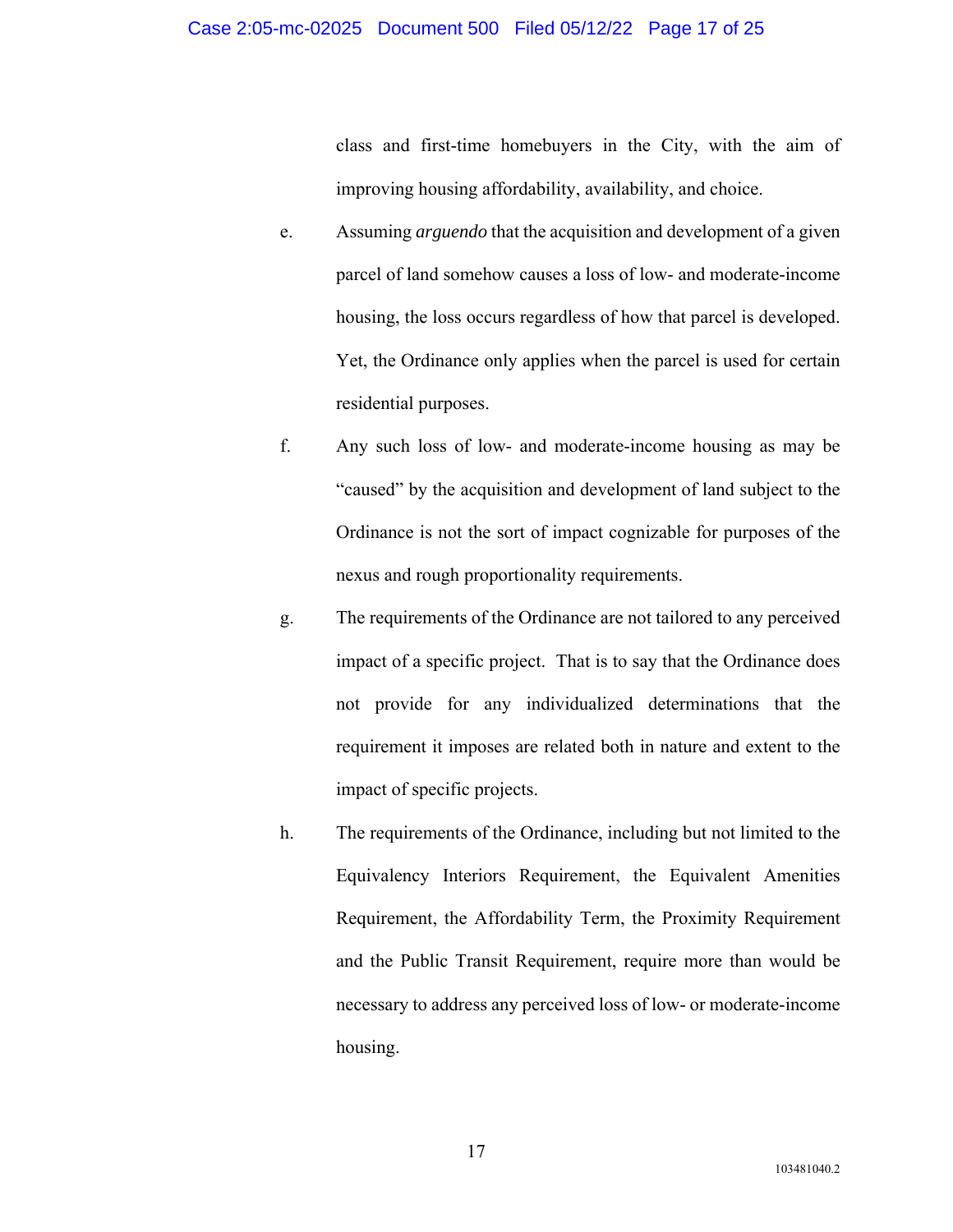class and first-time homebuyers in the City, with the aim of improving housing affordability, availability, and choice.

e. Assuming *arguendo* that the acquisition and development of a given parcel of land somehow causes a loss of low- and moderate-income housing, the loss occurs regardless of how that parcel is developed. Yet, the Ordinance only applies when the parcel is used for certain residential purposes.

f. Any such loss of low- and moderate-income housing as may be "caused" by the acquisition and development of land subject to the Ordinance is not the sort of impact cognizable for purposes of the nexus and rough proportionality requirements.

g. The requirements of the Ordinance are not tailored to any perceived impact of a specific project. That is to say that the Ordinance does not provide for any individualized determinations that the requirement it imposes are related both in nature and extent to the impact of specific projects.

h. The requirements of the Ordinance, including but not limited to the Equivalency Interiors Requirement, the Equivalent Amenities Requirement, the Affordability Term, the Proximity Requirement and the Public Transit Requirement, require more than would be necessary to address any perceived loss of low- or moderate-income housing.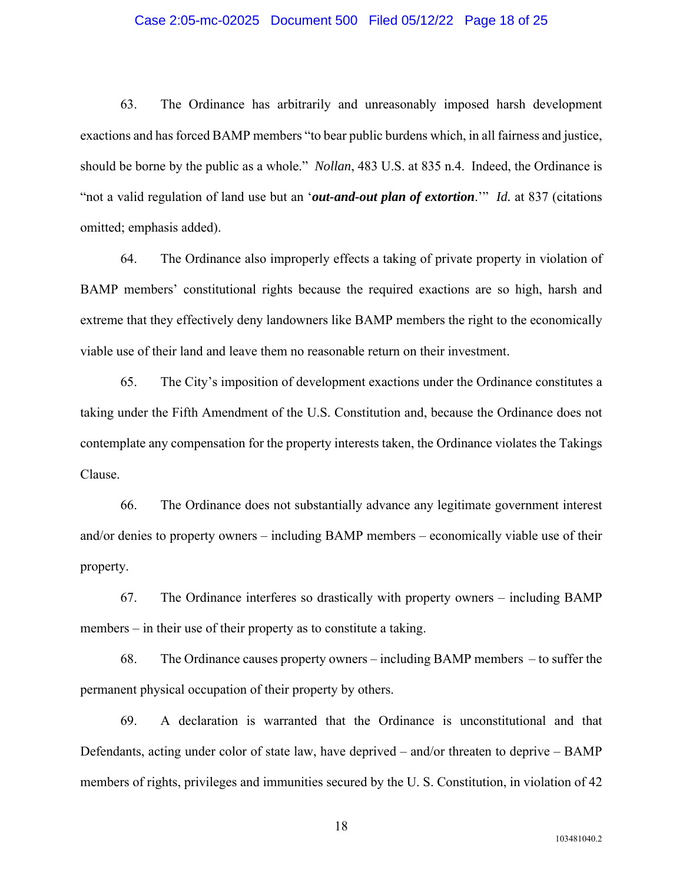63. The Ordinance has arbitrarily and unreasonably imposed harsh development exactions and has forced BAMP members "to bear public burdens which, in all fairness and justice, should be borne by the public as a whole." *Nollan*, 483 U.S. at 835 n.4. Indeed, the Ordinance is "not a valid regulation of land use but an '***out-and-out plan of extortion***.'" *Id.* at 837 (citations omitted; emphasis added).

64. The Ordinance also improperly effects a taking of private property in violation of BAMP members' constitutional rights because the required exactions are so high, harsh and extreme that they effectively deny landowners like BAMP members the right to the economically viable use of their land and leave them no reasonable return on their investment.

65. The City's imposition of development exactions under the Ordinance constitutes a taking under the Fifth Amendment of the U.S. Constitution and, because the Ordinance does not contemplate any compensation for the property interests taken, the Ordinance violates the Takings Clause.

66. The Ordinance does not substantially advance any legitimate government interest and/or denies to property owners – including BAMP members – economically viable use of their property.

67. The Ordinance interferes so drastically with property owners – including BAMP members – in their use of their property as to constitute a taking.

68. The Ordinance causes property owners – including BAMP members – to suffer the permanent physical occupation of their property by others.

69. A declaration is warranted that the Ordinance is unconstitutional and that Defendants, acting under color of state law, have deprived – and/or threaten to deprive – BAMP members of rights, privileges and immunities secured by the U. S. Constitution, in violation of 42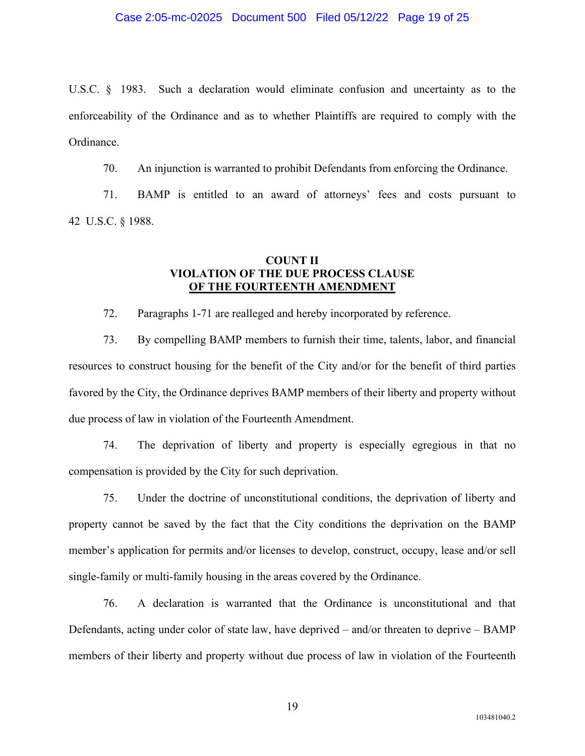U.S.C. § 1983. Such a declaration would eliminate confusion and uncertainty as to the enforceability of the Ordinance and as to whether Plaintiffs are required to comply with the Ordinance.

70. An injunction is warranted to prohibit Defendants from enforcing the Ordinance.

71. BAMP is entitled to an award of attorneys' fees and costs pursuant to 42 U.S.C. § 1988.

**COUNT II**
**VIOLATION OF THE DUE PROCESS CLAUSE**
**OF THE FOURTEENTH AMENDMENT**

72. Paragraphs 1-71 are realleged and hereby incorporated by reference.

73. By compelling BAMP members to furnish their time, talents, labor, and financial resources to construct housing for the benefit of the City and/or for the benefit of third parties favored by the City, the Ordinance deprives BAMP members of their liberty and property without due process of law in violation of the Fourteenth Amendment.

74. The deprivation of liberty and property is especially egregious in that no compensation is provided by the City for such deprivation.

75. Under the doctrine of unconstitutional conditions, the deprivation of liberty and property cannot be saved by the fact that the City conditions the deprivation on the BAMP member's application for permits and/or licenses to develop, construct, occupy, lease and/or sell single-family or multi-family housing in the areas covered by the Ordinance.

76. A declaration is warranted that the Ordinance is unconstitutional and that Defendants, acting under color of state law, have deprived – and/or threaten to deprive – BAMP members of their liberty and property without due process of law in violation of the Fourteenth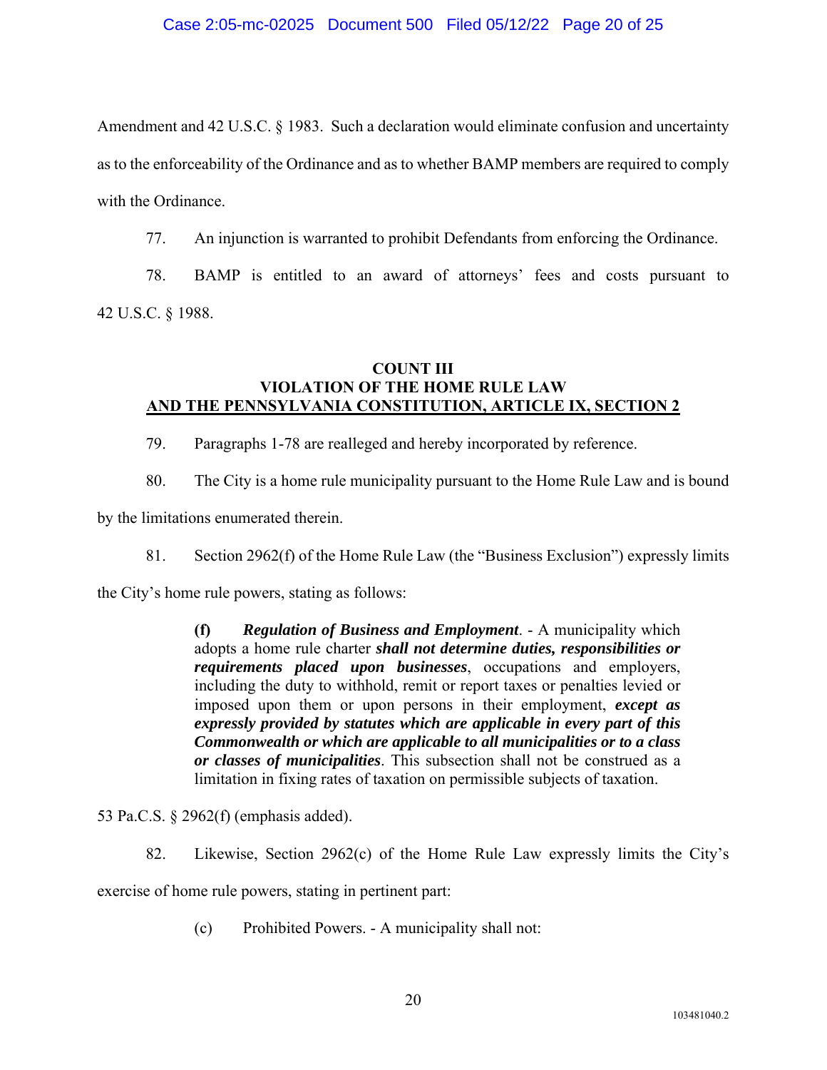Amendment and 42 U.S.C. § 1983. Such a declaration would eliminate confusion and uncertainty as to the enforceability of the Ordinance and as to whether BAMP members are required to comply with the Ordinance.

77. An injunction is warranted to prohibit Defendants from enforcing the Ordinance.

78. BAMP is entitled to an award of attorneys' fees and costs pursuant to 42 U.S.C. § 1988.

**COUNT III**
**VIOLATION OF THE HOME RULE LAW**
**AND THE PENNSYLVANIA CONSTITUTION, ARTICLE IX, SECTION 2**

79. Paragraphs 1-78 are realleged and hereby incorporated by reference.

80. The City is a home rule municipality pursuant to the Home Rule Law and is bound by the limitations enumerated therein.

81. Section 2962(f) of the Home Rule Law (the "Business Exclusion") expressly limits the City's home rule powers, stating as follows:

> **(f)** ***Regulation of Business and Employment***. - A municipality which adopts a home rule charter ***shall not determine duties, responsibilities or requirements placed upon businesses***, occupations and employers, including the duty to withhold, remit or report taxes or penalties levied or imposed upon them or upon persons in their employment, ***except as expressly provided by statutes which are applicable in every part of this Commonwealth or which are applicable to all municipalities or to a class or classes of municipalities***. This subsection shall not be construed as a limitation in fixing rates of taxation on permissible subjects of taxation.

53 Pa.C.S. § 2962(f) (emphasis added).

82. Likewise, Section 2962(c) of the Home Rule Law expressly limits the City's exercise of home rule powers, stating in pertinent part:

> (c) Prohibited Powers. - A municipality shall not: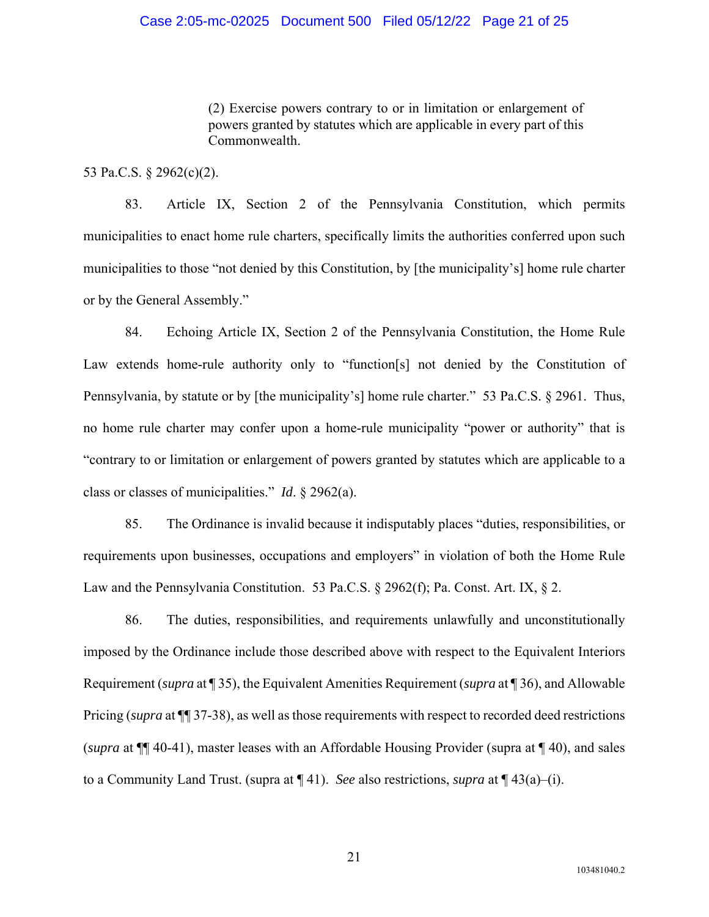> (2) Exercise powers contrary to or in limitation or enlargement of powers granted by statutes which are applicable in every part of this Commonwealth.

53 Pa.C.S. § 2962(c)(2).

83. Article IX, Section 2 of the Pennsylvania Constitution, which permits municipalities to enact home rule charters, specifically limits the authorities conferred upon such municipalities to those "not denied by this Constitution, by [the municipality's] home rule charter or by the General Assembly."

84. Echoing Article IX, Section 2 of the Pennsylvania Constitution, the Home Rule Law extends home-rule authority only to "function[s] not denied by the Constitution of Pennsylvania, by statute or by [the municipality's] home rule charter." 53 Pa.C.S. § 2961. Thus, no home rule charter may confer upon a home-rule municipality "power or authority" that is "contrary to or limitation or enlargement of powers granted by statutes which are applicable to a class or classes of municipalities." *Id*. § 2962(a).

85. The Ordinance is invalid because it indisputably places "duties, responsibilities, or requirements upon businesses, occupations and employers" in violation of both the Home Rule Law and the Pennsylvania Constitution. 53 Pa.C.S. § 2962(f); Pa. Const. Art. IX, § 2.

86. The duties, responsibilities, and requirements unlawfully and unconstitutionally imposed by the Ordinance include those described above with respect to the Equivalent Interiors Requirement (*supra* at ¶ 35), the Equivalent Amenities Requirement (*supra* at ¶ 36), and Allowable Pricing (*supra* at ¶¶ 37-38), as well as those requirements with respect to recorded deed restrictions (*supra* at ¶¶ 40-41), master leases with an Affordable Housing Provider (supra at ¶ 40), and sales to a Community Land Trust. (supra at ¶ 41). *See* also restrictions, *supra* at ¶ 43(a)–(i).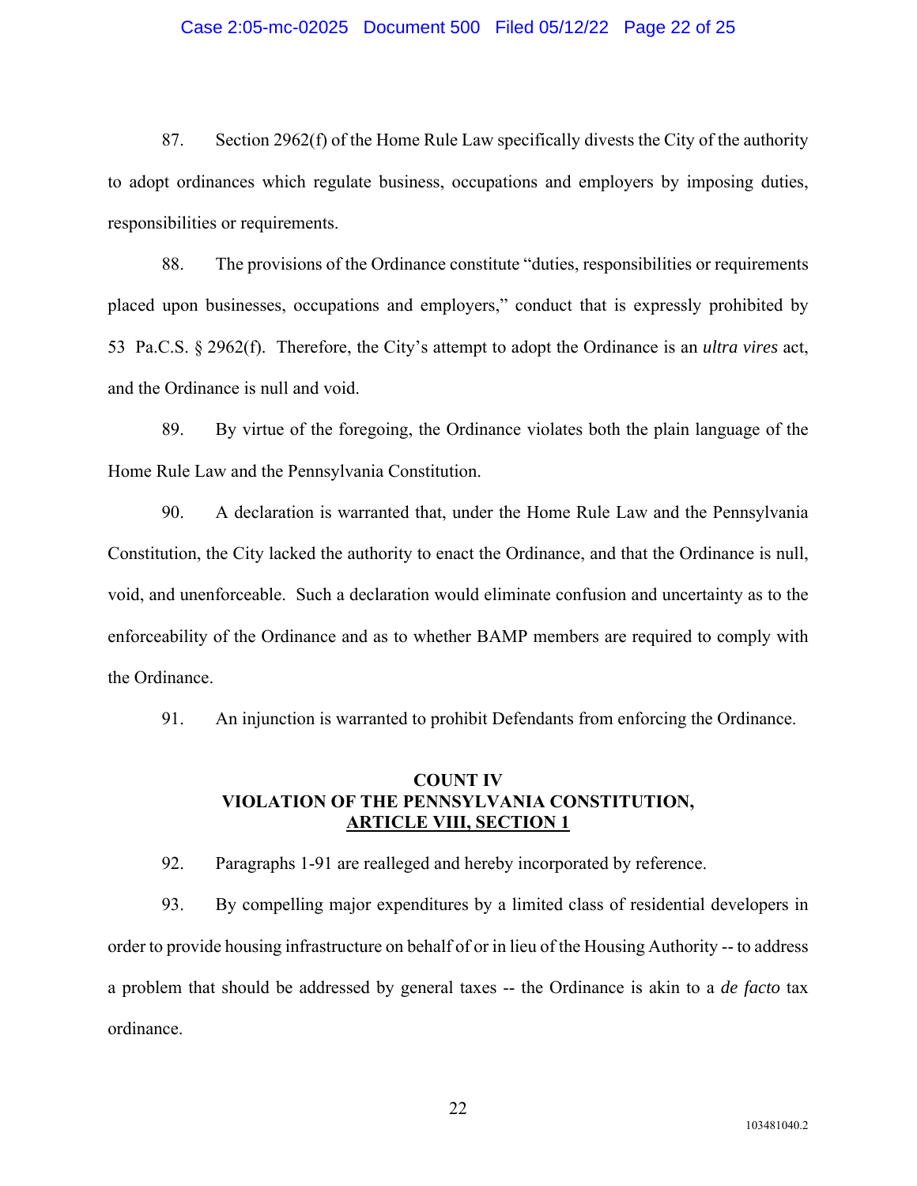87. Section 2962(f) of the Home Rule Law specifically divests the City of the authority to adopt ordinances which regulate business, occupations and employers by imposing duties, responsibilities or requirements.

88. The provisions of the Ordinance constitute "duties, responsibilities or requirements placed upon businesses, occupations and employers," conduct that is expressly prohibited by 53 Pa.C.S. § 2962(f). Therefore, the City's attempt to adopt the Ordinance is an *ultra vires* act, and the Ordinance is null and void.

89. By virtue of the foregoing, the Ordinance violates both the plain language of the Home Rule Law and the Pennsylvania Constitution.

90. A declaration is warranted that, under the Home Rule Law and the Pennsylvania Constitution, the City lacked the authority to enact the Ordinance, and that the Ordinance is null, void, and unenforceable. Such a declaration would eliminate confusion and uncertainty as to the enforceability of the Ordinance and as to whether BAMP members are required to comply with the Ordinance.

91. An injunction is warranted to prohibit Defendants from enforcing the Ordinance.

## COUNT IV
## VIOLATION OF THE PENNSYLVANIA CONSTITUTION, ARTICLE VIII, SECTION 1

92. Paragraphs 1-91 are realleged and hereby incorporated by reference.

93. By compelling major expenditures by a limited class of residential developers in order to provide housing infrastructure on behalf of or in lieu of the Housing Authority -- to address a problem that should be addressed by general taxes -- the Ordinance is akin to a *de facto* tax ordinance.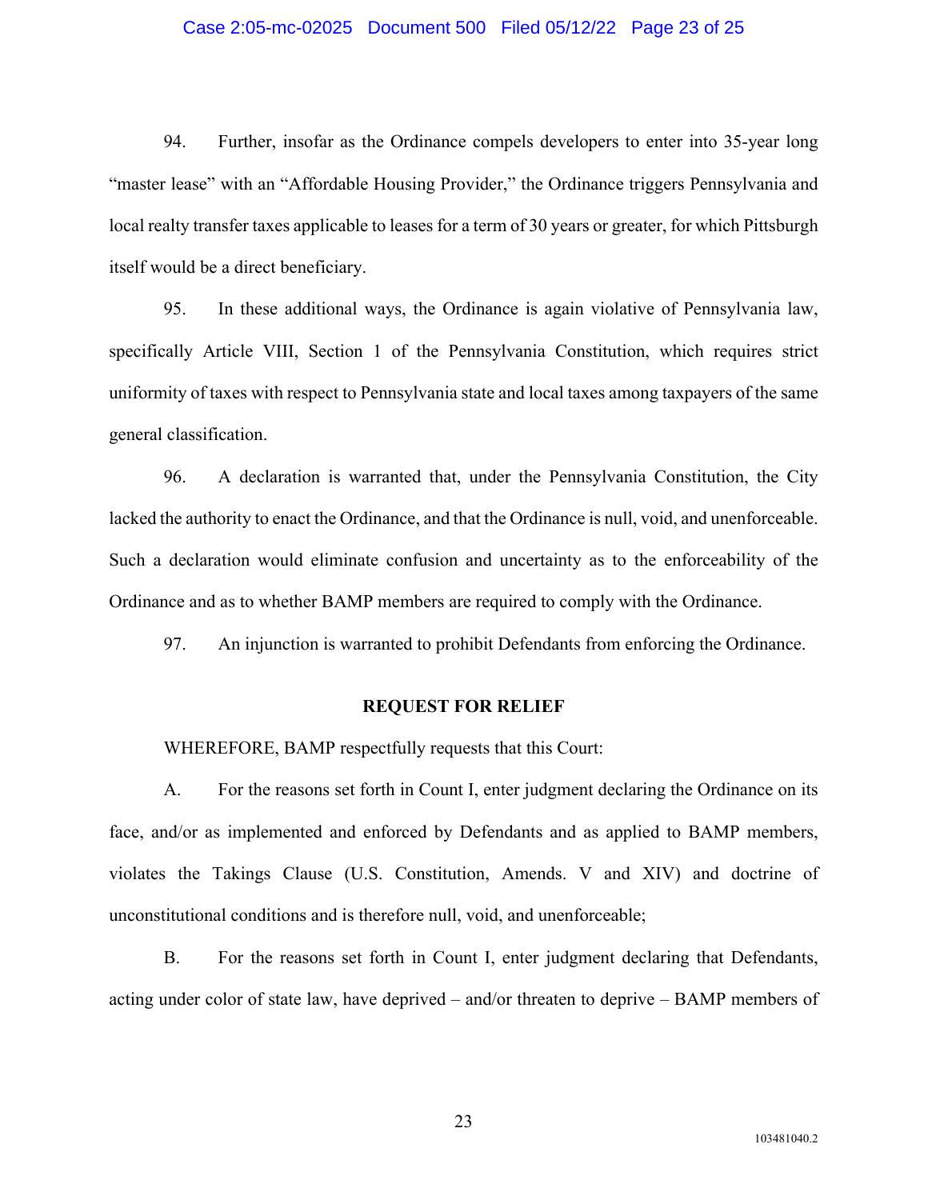94. Further, insofar as the Ordinance compels developers to enter into 35-year long "master lease" with an "Affordable Housing Provider," the Ordinance triggers Pennsylvania and local realty transfer taxes applicable to leases for a term of 30 years or greater, for which Pittsburgh itself would be a direct beneficiary.

95. In these additional ways, the Ordinance is again violative of Pennsylvania law, specifically Article VIII, Section 1 of the Pennsylvania Constitution, which requires strict uniformity of taxes with respect to Pennsylvania state and local taxes among taxpayers of the same general classification.

96. A declaration is warranted that, under the Pennsylvania Constitution, the City lacked the authority to enact the Ordinance, and that the Ordinance is null, void, and unenforceable. Such a declaration would eliminate confusion and uncertainty as to the enforceability of the Ordinance and as to whether BAMP members are required to comply with the Ordinance.

97. An injunction is warranted to prohibit Defendants from enforcing the Ordinance.

**REQUEST FOR RELIEF**

WHEREFORE, BAMP respectfully requests that this Court:

A. For the reasons set forth in Count I, enter judgment declaring the Ordinance on its face, and/or as implemented and enforced by Defendants and as applied to BAMP members, violates the Takings Clause (U.S. Constitution, Amends. V and XIV) and doctrine of unconstitutional conditions and is therefore null, void, and unenforceable;

B. For the reasons set forth in Count I, enter judgment declaring that Defendants, acting under color of state law, have deprived – and/or threaten to deprive – BAMP members of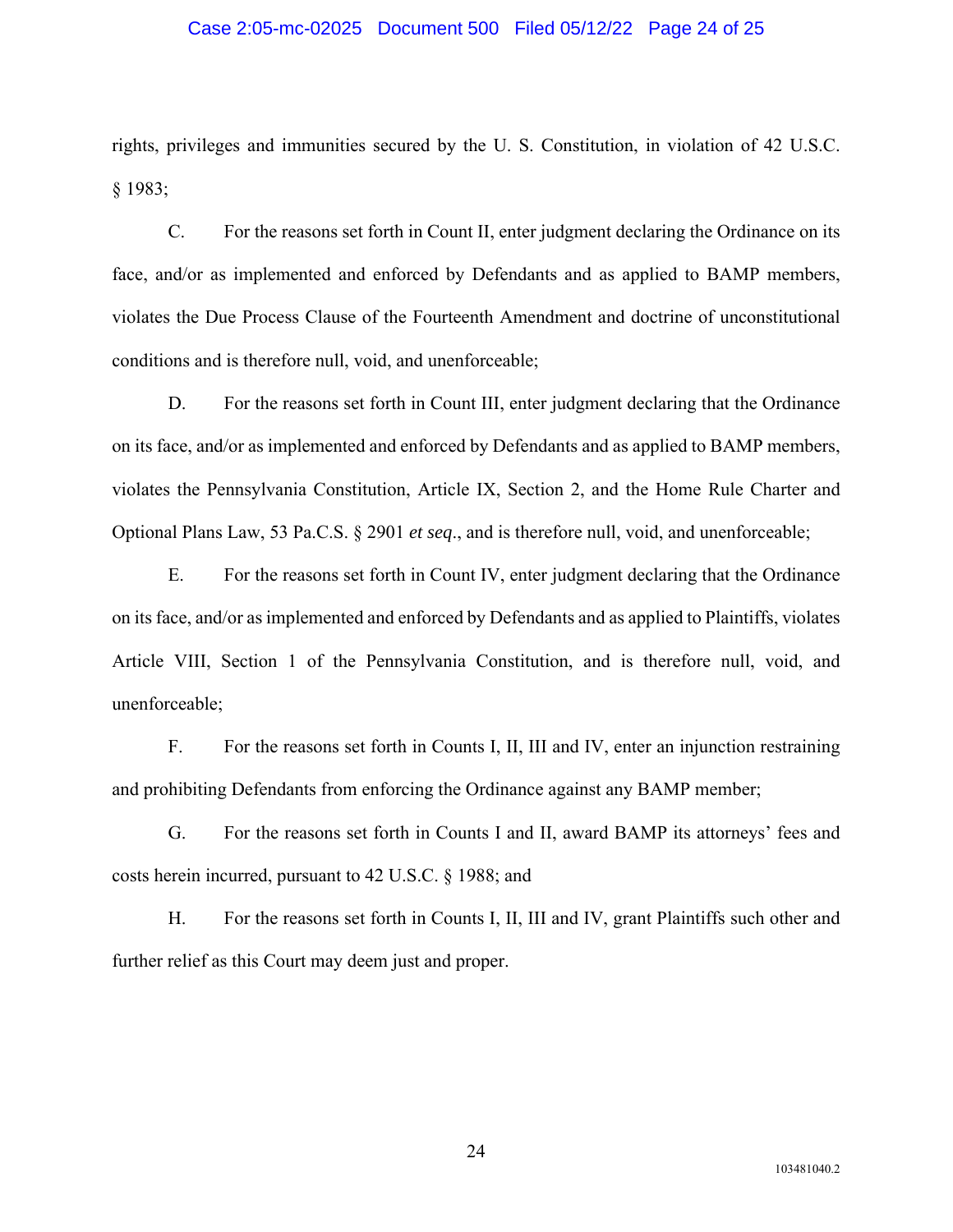rights, privileges and immunities secured by the U. S. Constitution, in violation of 42 U.S.C. § 1983;

C. For the reasons set forth in Count II, enter judgment declaring the Ordinance on its face, and/or as implemented and enforced by Defendants and as applied to BAMP members, violates the Due Process Clause of the Fourteenth Amendment and doctrine of unconstitutional conditions and is therefore null, void, and unenforceable;

D. For the reasons set forth in Count III, enter judgment declaring that the Ordinance on its face, and/or as implemented and enforced by Defendants and as applied to BAMP members, violates the Pennsylvania Constitution, Article IX, Section 2, and the Home Rule Charter and Optional Plans Law, 53 Pa.C.S. § 2901 *et seq*., and is therefore null, void, and unenforceable;

E. For the reasons set forth in Count IV, enter judgment declaring that the Ordinance on its face, and/or as implemented and enforced by Defendants and as applied to Plaintiffs, violates Article VIII, Section 1 of the Pennsylvania Constitution, and is therefore null, void, and unenforceable;

F. For the reasons set forth in Counts I, II, III and IV, enter an injunction restraining and prohibiting Defendants from enforcing the Ordinance against any BAMP member;

G. For the reasons set forth in Counts I and II, award BAMP its attorneys' fees and costs herein incurred, pursuant to 42 U.S.C. § 1988; and

H. For the reasons set forth in Counts I, II, III and IV, grant Plaintiffs such other and further relief as this Court may deem just and proper.

103481040.2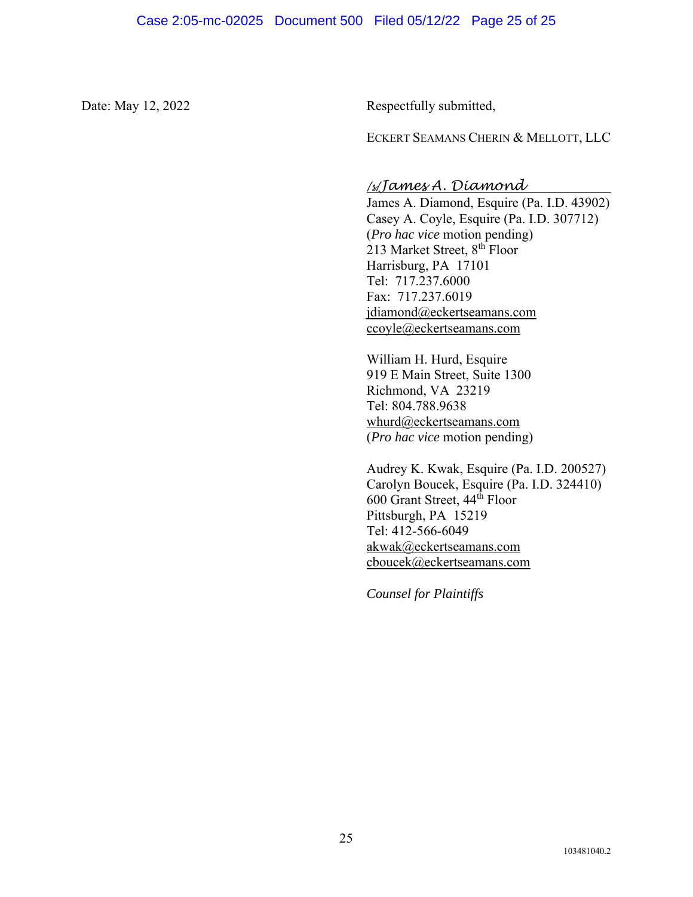Date: May 12, 2022

Respectfully submitted,

ECKERT SEAMANS CHERIN & MELLOTT, LLC

/s/ James A. Diamond
James A. Diamond, Esquire (Pa. I.D. 43902)
Casey A. Coyle, Esquire (Pa. I.D. 307712)
(*Pro hac vice* motion pending)
213 Market Street, 8th Floor
Harrisburg, PA 17101
Tel: 717.237.6000
Fax: 717.237.6019
jdiamond@eckertseamans.com
ccoyle@eckertseamans.com

William H. Hurd, Esquire
919 E Main Street, Suite 1300
Richmond, VA 23219
Tel: 804.788.9638
whurd@eckertseamans.com
(*Pro hac vice* motion pending)

Audrey K. Kwak, Esquire (Pa. I.D. 200527)
Carolyn Boucek, Esquire (Pa. I.D. 324410)
600 Grant Street, 44th Floor
Pittsburgh, PA 15219
Tel: 412-566-6049
akwak@eckertseamans.com
cboucek@eckertseamans.com

*Counsel for Plaintiffs*

103481040.2